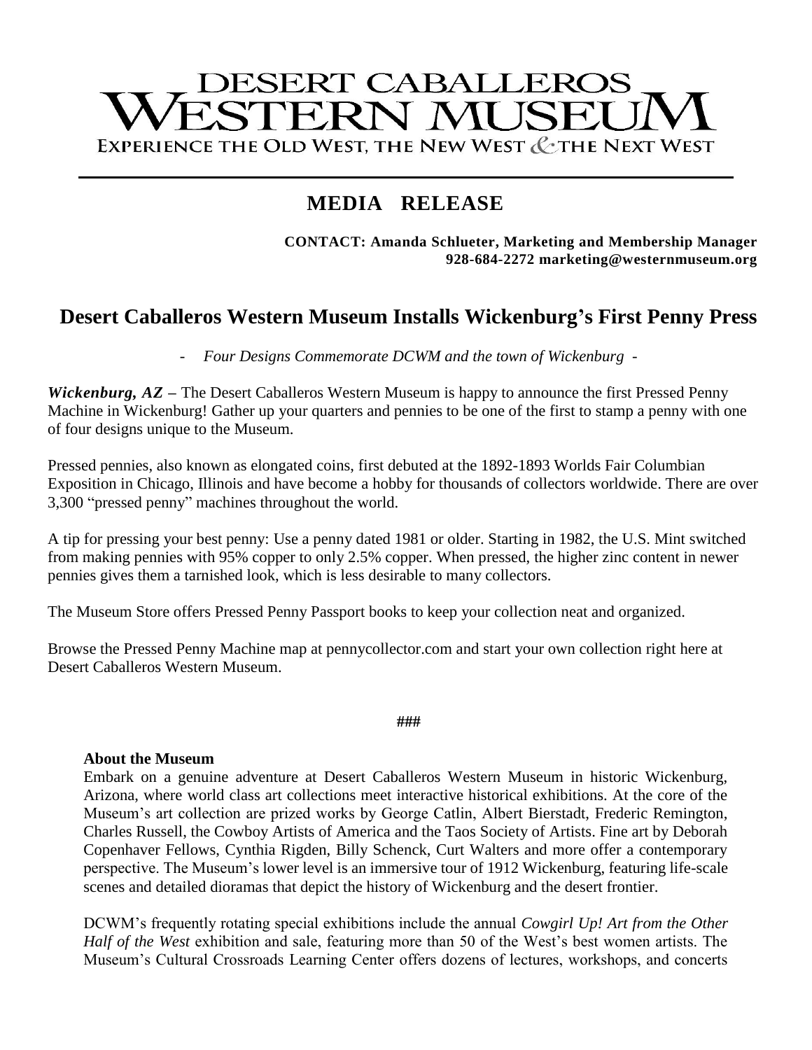# DESERT CABALLEROS WESTERN MUSEUM

EXPERIENCE THE OLD WEST, THE NEW WEST & THE NEXT WEST

## MEDIA RELEASE

**CONTACT: Amanda Schlueter, Marketing and Membership Manager**
**928-684-2272 marketing@westernmuseum.org**

## Desert Caballeros Western Museum Installs Wickenburg's First Penny Press

- *Four Designs Commemorate DCWM and the town of Wickenburg* -

***Wickenburg, AZ*** – The Desert Caballeros Western Museum is happy to announce the first Pressed Penny Machine in Wickenburg! Gather up your quarters and pennies to be one of the first to stamp a penny with one of four designs unique to the Museum.

Pressed pennies, also known as elongated coins, first debuted at the 1892-1893 Worlds Fair Columbian Exposition in Chicago, Illinois and have become a hobby for thousands of collectors worldwide. There are over 3,300 "pressed penny" machines throughout the world.

A tip for pressing your best penny: Use a penny dated 1981 or older. Starting in 1982, the U.S. Mint switched from making pennies with 95% copper to only 2.5% copper. When pressed, the higher zinc content in newer pennies gives them a tarnished look, which is less desirable to many collectors.

The Museum Store offers Pressed Penny Passport books to keep your collection neat and organized.

Browse the Pressed Penny Machine map at pennycollector.com and start your own collection right here at Desert Caballeros Western Museum.

###

**About the Museum**

Embark on a genuine adventure at Desert Caballeros Western Museum in historic Wickenburg, Arizona, where world class art collections meet interactive historical exhibitions. At the core of the Museum's art collection are prized works by George Catlin, Albert Bierstadt, Frederic Remington, Charles Russell, the Cowboy Artists of America and the Taos Society of Artists. Fine art by Deborah Copenhaver Fellows, Cynthia Rigden, Billy Schenck, Curt Walters and more offer a contemporary perspective. The Museum's lower level is an immersive tour of 1912 Wickenburg, featuring life-scale scenes and detailed dioramas that depict the history of Wickenburg and the desert frontier.

DCWM's frequently rotating special exhibitions include the annual *Cowgirl Up! Art from the Other Half of the West* exhibition and sale, featuring more than 50 of the West's best women artists. The Museum's Cultural Crossroads Learning Center offers dozens of lectures, workshops, and concerts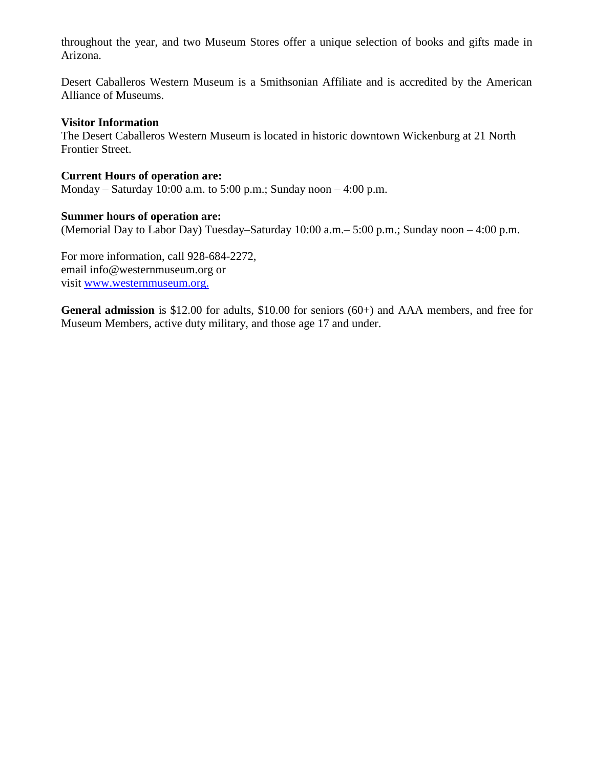throughout the year, and two Museum Stores offer a unique selection of books and gifts made in Arizona.

Desert Caballeros Western Museum is a Smithsonian Affiliate and is accredited by the American Alliance of Museums.

**Visitor Information**

The Desert Caballeros Western Museum is located in historic downtown Wickenburg at 21 North Frontier Street.

**Current Hours of operation are:**

Monday – Saturday 10:00 a.m. to 5:00 p.m.; Sunday noon – 4:00 p.m.

**Summer hours of operation are:**

(Memorial Day to Labor Day) Tuesday–Saturday 10:00 a.m.– 5:00 p.m.; Sunday noon – 4:00 p.m.

For more information, call 928-684-2272,
email info@westernmuseum.org or
visit [www.westernmuseum.org.](http://www.westernmuseum.org)

**General admission** is $12.00 for adults, $10.00 for seniors (60+) and AAA members, and free for Museum Members, active duty military, and those age 17 and under.